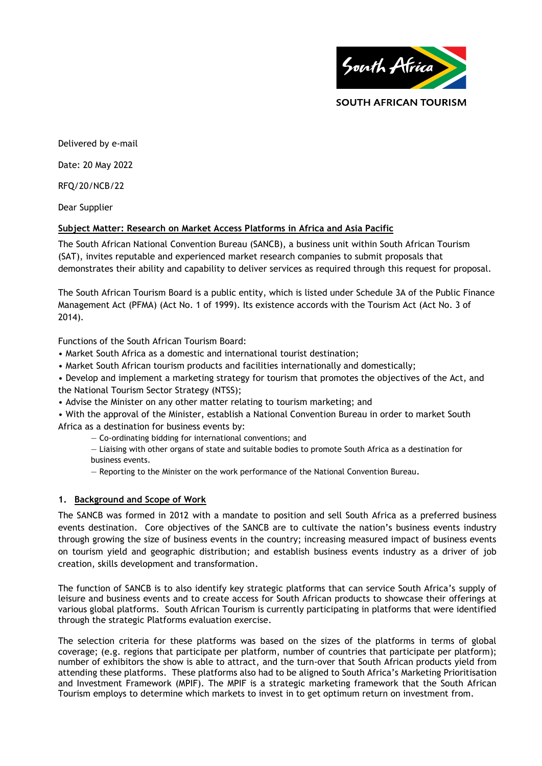SOUTH AFRICAN TOURISM

Delivered by e-mail

Date: 20 May 2022

RFQ/20/NCB/22

Dear Supplier

**Subject Matter: Research on Market Access Platforms in Africa and Asia Pacific**

The South African National Convention Bureau (SANCB), a business unit within South African Tourism (SAT), invites reputable and experienced market research companies to submit proposals that demonstrates their ability and capability to deliver services as required through this request for proposal.

The South African Tourism Board is a public entity, which is listed under Schedule 3A of the Public Finance Management Act (PFMA) (Act No. 1 of 1999). Its existence accords with the Tourism Act (Act No. 3 of 2014).

Functions of the South African Tourism Board:

- Market South Africa as a domestic and international tourist destination;
- Market South African tourism products and facilities internationally and domestically;
- Develop and implement a marketing strategy for tourism that promotes the objectives of the Act, and the National Tourism Sector Strategy (NTSS);
- Advise the Minister on any other matter relating to tourism marketing; and
- With the approval of the Minister, establish a National Convention Bureau in order to market South Africa as a destination for business events by:
  - Co-ordinating bidding for international conventions; and
  - Liaising with other organs of state and suitable bodies to promote South Africa as a destination for business events.
  - Reporting to the Minister on the work performance of the National Convention Bureau.

## 1. Background and Scope of Work

The SANCB was formed in 2012 with a mandate to position and sell South Africa as a preferred business events destination. Core objectives of the SANCB are to cultivate the nation's business events industry through growing the size of business events in the country; increasing measured impact of business events on tourism yield and geographic distribution; and establish business events industry as a driver of job creation, skills development and transformation.

The function of SANCB is to also identify key strategic platforms that can service South Africa's supply of leisure and business events and to create access for South African products to showcase their offerings at various global platforms. South African Tourism is currently participating in platforms that were identified through the strategic Platforms evaluation exercise.

The selection criteria for these platforms was based on the sizes of the platforms in terms of global coverage; (e.g. regions that participate per platform, number of countries that participate per platform); number of exhibitors the show is able to attract, and the turn-over that South African products yield from attending these platforms. These platforms also had to be aligned to South Africa's Marketing Prioritisation and Investment Framework (MPIF). The MPIF is a strategic marketing framework that the South African Tourism employs to determine which markets to invest in to get optimum return on investment from.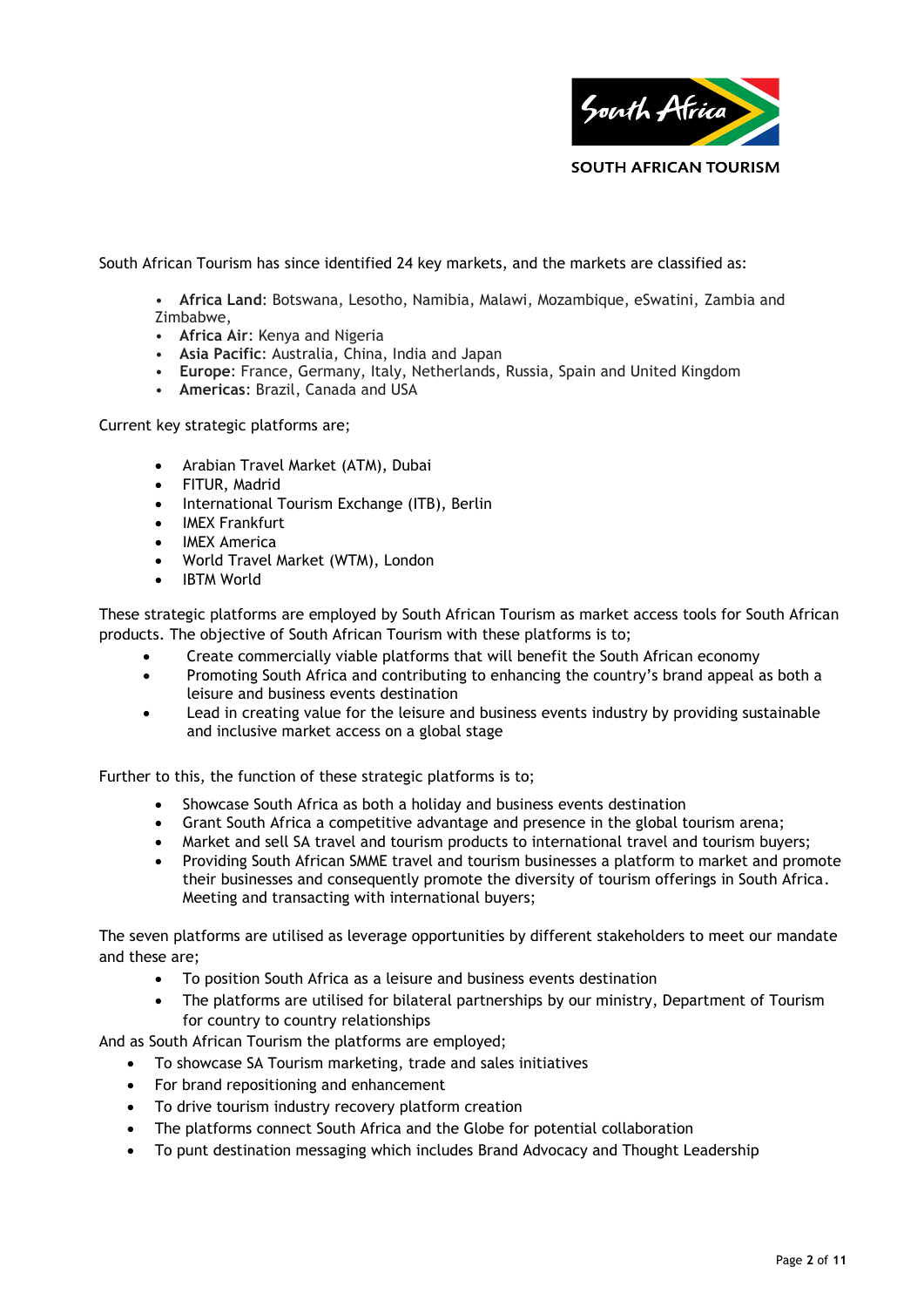South African Tourism has since identified 24 key markets, and the markets are classified as:

- **Africa Land**: Botswana, Lesotho, Namibia, Malawi, Mozambique, eSwatini, Zambia and Zimbabwe,
- **Africa Air**: Kenya and Nigeria
- **Asia Pacific**: Australia, China, India and Japan
- **Europe**: France, Germany, Italy, Netherlands, Russia, Spain and United Kingdom
- **Americas**: Brazil, Canada and USA

Current key strategic platforms are;

- Arabian Travel Market (ATM), Dubai
- FITUR, Madrid
- International Tourism Exchange (ITB), Berlin
- IMEX Frankfurt
- IMEX America
- World Travel Market (WTM), London
- IBTM World

These strategic platforms are employed by South African Tourism as market access tools for South African products. The objective of South African Tourism with these platforms is to;

- Create commercially viable platforms that will benefit the South African economy
- Promoting South Africa and contributing to enhancing the country's brand appeal as both a leisure and business events destination
- Lead in creating value for the leisure and business events industry by providing sustainable and inclusive market access on a global stage

Further to this, the function of these strategic platforms is to;

- Showcase South Africa as both a holiday and business events destination
- Grant South Africa a competitive advantage and presence in the global tourism arena;
- Market and sell SA travel and tourism products to international travel and tourism buyers;
- Providing South African SMME travel and tourism businesses a platform to market and promote their businesses and consequently promote the diversity of tourism offerings in South Africa. Meeting and transacting with international buyers;

The seven platforms are utilised as leverage opportunities by different stakeholders to meet our mandate and these are;

- To position South Africa as a leisure and business events destination
- The platforms are utilised for bilateral partnerships by our ministry, Department of Tourism for country to country relationships

And as South African Tourism the platforms are employed;

- To showcase SA Tourism marketing, trade and sales initiatives
- For brand repositioning and enhancement
- To drive tourism industry recovery platform creation
- The platforms connect South Africa and the Globe for potential collaboration
- To punt destination messaging which includes Brand Advocacy and Thought Leadership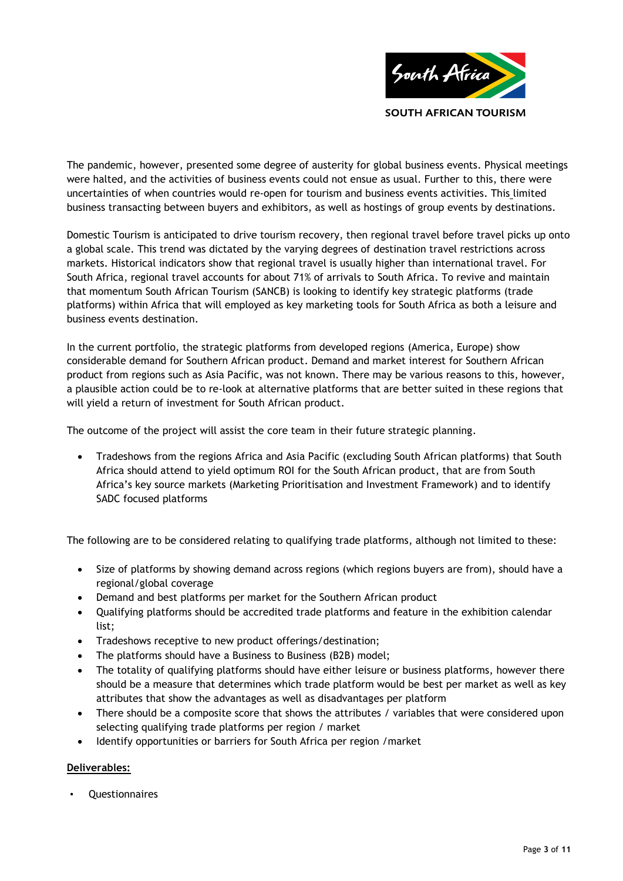The pandemic, however, presented some degree of austerity for global business events. Physical meetings were halted, and the activities of business events could not ensue as usual. Further to this, there were uncertainties of when countries would re-open for tourism and business events activities. This limited business transacting between buyers and exhibitors, as well as hostings of group events by destinations.

Domestic Tourism is anticipated to drive tourism recovery, then regional travel before travel picks up onto a global scale. This trend was dictated by the varying degrees of destination travel restrictions across markets. Historical indicators show that regional travel is usually higher than international travel. For South Africa, regional travel accounts for about 71% of arrivals to South Africa. To revive and maintain that momentum South African Tourism (SANCB) is looking to identify key strategic platforms (trade platforms) within Africa that will employed as key marketing tools for South Africa as both a leisure and business events destination.

In the current portfolio, the strategic platforms from developed regions (America, Europe) show considerable demand for Southern African product. Demand and market interest for Southern African product from regions such as Asia Pacific, was not known. There may be various reasons to this, however, a plausible action could be to re-look at alternative platforms that are better suited in these regions that will yield a return of investment for South African product.

The outcome of the project will assist the core team in their future strategic planning.

- Tradeshows from the regions Africa and Asia Pacific (excluding South African platforms) that South Africa should attend to yield optimum ROI for the South African product, that are from South Africa's key source markets (Marketing Prioritisation and Investment Framework) and to identify SADC focused platforms

The following are to be considered relating to qualifying trade platforms, although not limited to these:

- Size of platforms by showing demand across regions (which regions buyers are from), should have a regional/global coverage
- Demand and best platforms per market for the Southern African product
- Qualifying platforms should be accredited trade platforms and feature in the exhibition calendar list;
- Tradeshows receptive to new product offerings/destination;
- The platforms should have a Business to Business (B2B) model;
- The totality of qualifying platforms should have either leisure or business platforms, however there should be a measure that determines which trade platform would be best per market as well as key attributes that show the advantages as well as disadvantages per platform
- There should be a composite score that shows the attributes / variables that were considered upon selecting qualifying trade platforms per region / market
- Identify opportunities or barriers for South Africa per region /market

**Deliverables:**

- Questionnaires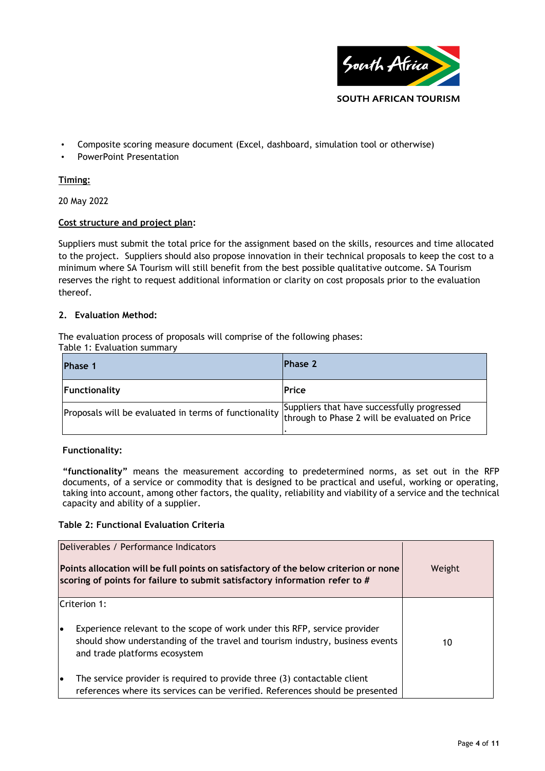- Composite scoring measure document (Excel, dashboard, simulation tool or otherwise)
- PowerPoint Presentation

**Timing:**

20 May 2022

**Cost structure and project plan:**

Suppliers must submit the total price for the assignment based on the skills, resources and time allocated to the project. Suppliers should also propose innovation in their technical proposals to keep the cost to a minimum where SA Tourism will still benefit from the best possible qualitative outcome. SA Tourism reserves the right to request additional information or clarity on cost proposals prior to the evaluation thereof.

## 2. Evaluation Method:

The evaluation process of proposals will comprise of the following phases:

Table 1: Evaluation summary

| **Phase 1** | **Phase 2** |
|---|---|
| **Functionality** | **Price** |
| Proposals will be evaluated in terms of functionality | Suppliers that have successfully progressed through to Phase 2 will be evaluated on Price . |

**Functionality:**

**"functionality"** means the measurement according to predetermined norms, as set out in the RFP documents, of a service or commodity that is designed to be practical and useful, working or operating, taking into account, among other factors, the quality, reliability and viability of a service and the technical capacity and ability of a supplier.

**Table 2: Functional Evaluation Criteria**

| Deliverables / Performance Indicators<br><br>**Points allocation will be full points on satisfactory of the below criterion or none scoring of points for failure to submit satisfactory information refer to #** | Weight |
|---|---|
| Criterion 1:<br><br>• Experience relevant to the scope of work under this RFP, service provider should show understanding of the travel and tourism industry, business events and trade platforms ecosystem<br><br>• The service provider is required to provide three (3) contactable client references where its services can be verified. References should be presented | 10 |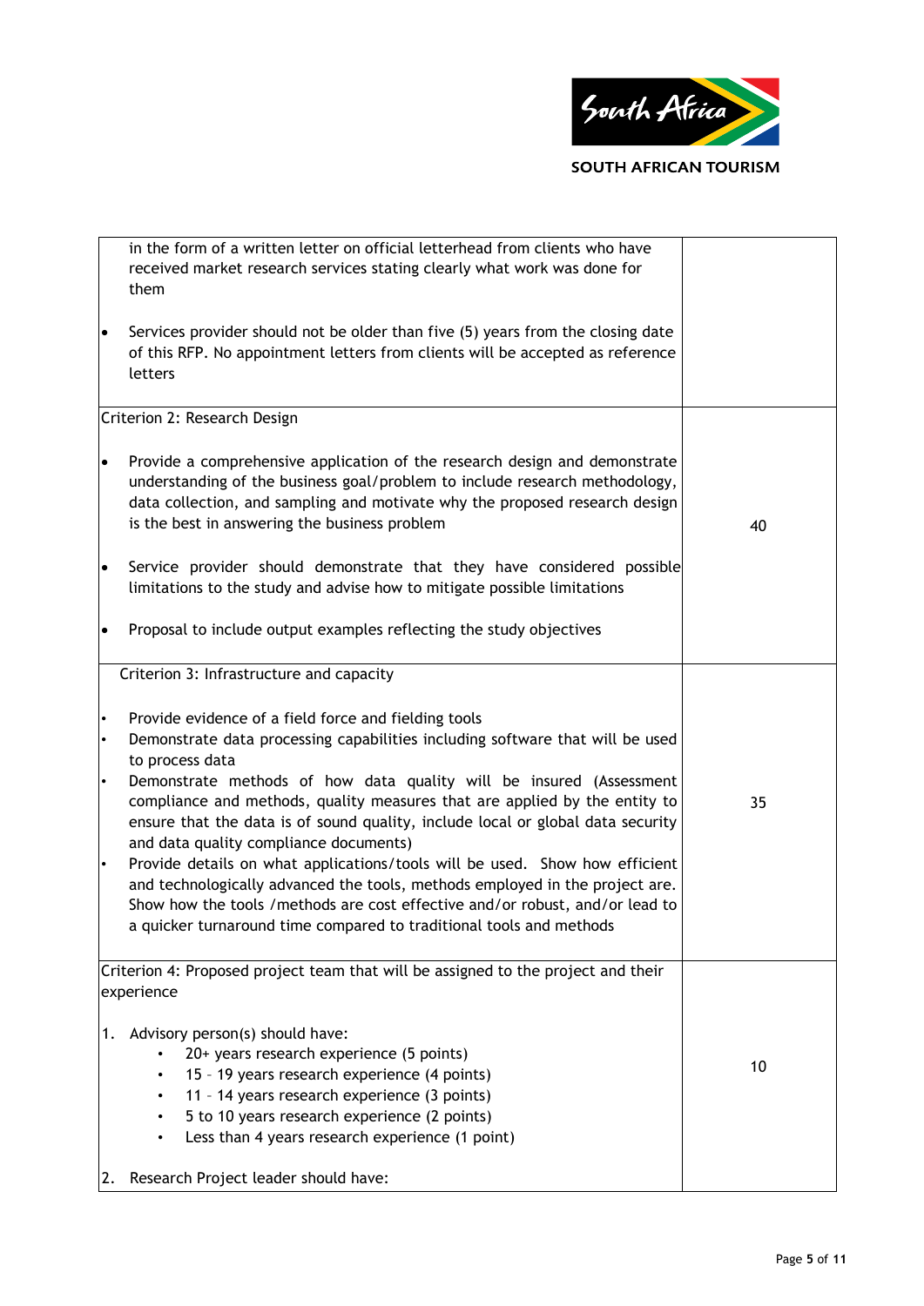| | |
|---|---|
| in the form of a written letter on official letterhead from clients who have received market research services stating clearly what work was done for them<br><br>• Services provider should not be older than five (5) years from the closing date of this RFP. No appointment letters from clients will be accepted as reference letters | |
| Criterion 2: Research Design<br><br>• Provide a comprehensive application of the research design and demonstrate understanding of the business goal/problem to include research methodology, data collection, and sampling and motivate why the proposed research design is the best in answering the business problem<br><br>• Service provider should demonstrate that they have considered possible limitations to the study and advise how to mitigate possible limitations<br><br>• Proposal to include output examples reflecting the study objectives | 40 |
| Criterion 3: Infrastructure and capacity<br><br>• Provide evidence of a field force and fielding tools<br>• Demonstrate data processing capabilities including software that will be used to process data<br>• Demonstrate methods of how data quality will be insured (Assessment compliance and methods, quality measures that are applied by the entity to ensure that the data is of sound quality, include local or global data security and data quality compliance documents)<br>• Provide details on what applications/tools will be used. Show how efficient and technologically advanced the tools, methods employed in the project are. Show how the tools /methods are cost effective and/or robust, and/or lead to a quicker turnaround time compared to traditional tools and methods | 35 |
| Criterion 4: Proposed project team that will be assigned to the project and their experience<br><br>1. Advisory person(s) should have:<br>• 20+ years research experience (5 points)<br>• 15 - 19 years research experience (4 points)<br>• 11 - 14 years research experience (3 points)<br>• 5 to 10 years research experience (2 points)<br>• Less than 4 years research experience (1 point)<br><br>2. Research Project leader should have: | 10 |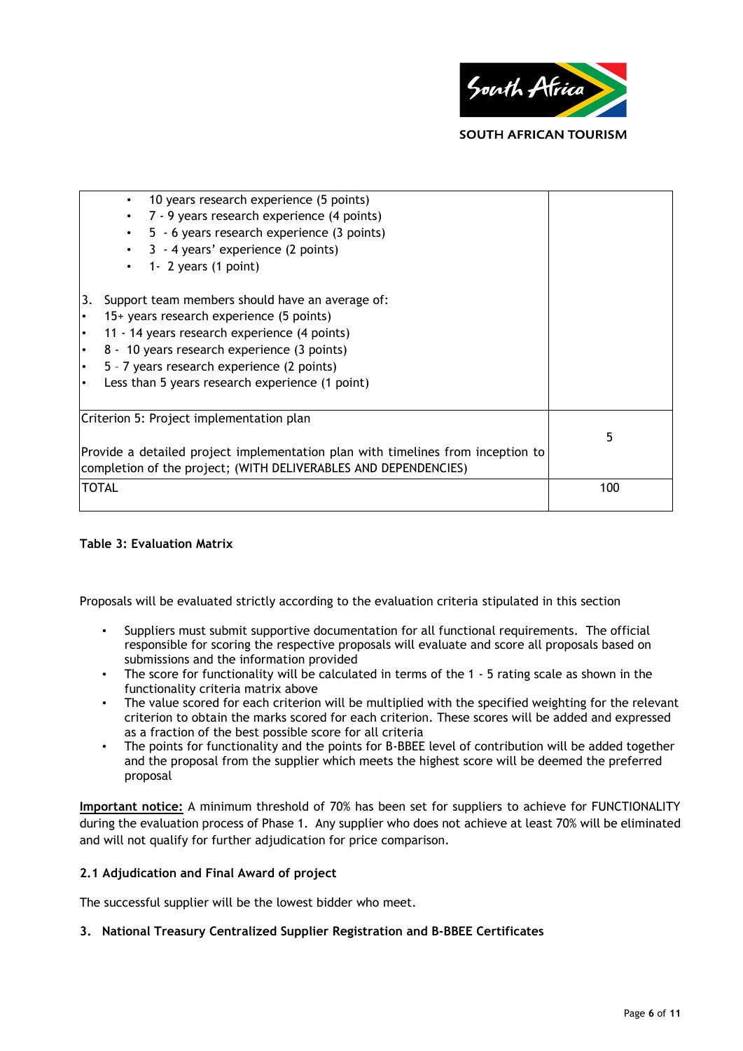| | |
|---|---|
| • 10 years research experience (5 points)<br>• 7 - 9 years research experience (4 points)<br>• 5 - 6 years research experience (3 points)<br>• 3 - 4 years' experience (2 points)<br>• 1- 2 years (1 point)<br><br>3. Support team members should have an average of:<br>• 15+ years research experience (5 points)<br>• 11 - 14 years research experience (4 points)<br>• 8 - 10 years research experience (3 points)<br>• 5 – 7 years research experience (2 points)<br>• Less than 5 years research experience (1 point) | |
| Criterion 5: Project implementation plan<br><br>Provide a detailed project implementation plan with timelines from inception to completion of the project; (WITH DELIVERABLES AND DEPENDENCIES) | 5 |
| TOTAL | 100 |

**Table 3: Evaluation Matrix**

Proposals will be evaluated strictly according to the evaluation criteria stipulated in this section

- Suppliers must submit supportive documentation for all functional requirements. The official responsible for scoring the respective proposals will evaluate and score all proposals based on submissions and the information provided
- The score for functionality will be calculated in terms of the 1 - 5 rating scale as shown in the functionality criteria matrix above
- The value scored for each criterion will be multiplied with the specified weighting for the relevant criterion to obtain the marks scored for each criterion. These scores will be added and expressed as a fraction of the best possible score for all criteria
- The points for functionality and the points for B-BBEE level of contribution will be added together and the proposal from the supplier which meets the highest score will be deemed the preferred proposal

**Important notice:** A minimum threshold of 70% has been set for suppliers to achieve for FUNCTIONALITY during the evaluation process of Phase 1. Any supplier who does not achieve at least 70% will be eliminated and will not qualify for further adjudication for price comparison.

### 2.1 Adjudication and Final Award of project

The successful supplier will be the lowest bidder who meet.

### 3. National Treasury Centralized Supplier Registration and B-BBEE Certificates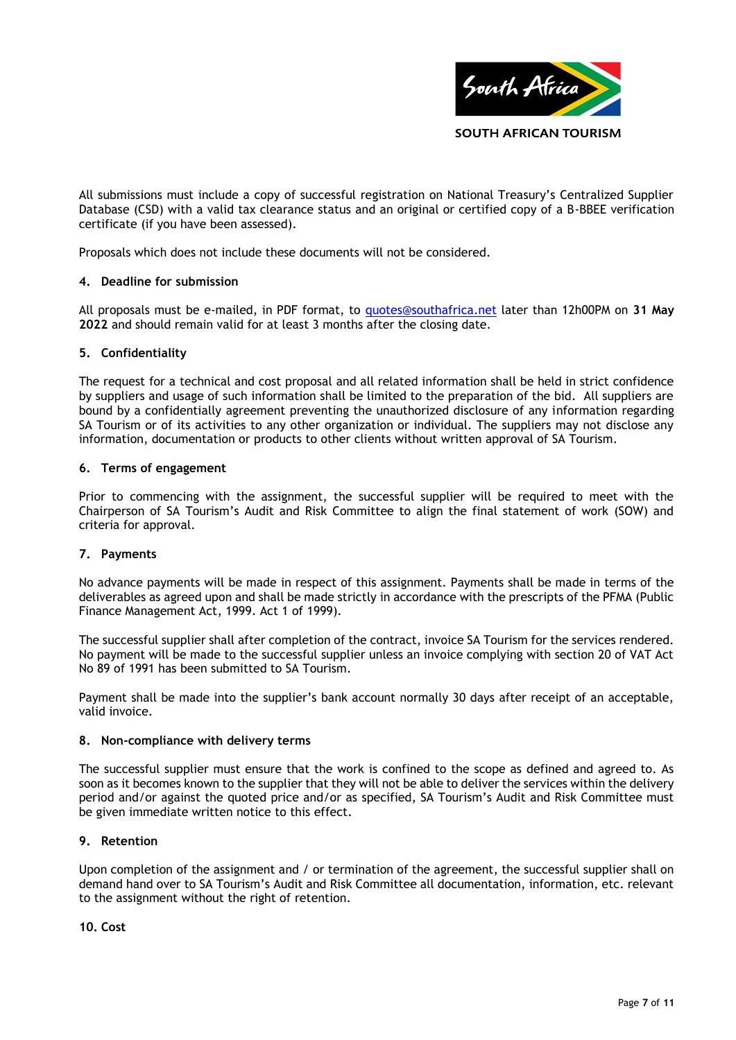All submissions must include a copy of successful registration on National Treasury's Centralized Supplier Database (CSD) with a valid tax clearance status and an original or certified copy of a B-BBEE verification certificate (if you have been assessed).

Proposals which does not include these documents will not be considered.

## 4. Deadline for submission

All proposals must be e-mailed, in PDF format, to quotes@southafrica.net later than 12h00PM on **31 May 2022** and should remain valid for at least 3 months after the closing date.

## 5. Confidentiality

The request for a technical and cost proposal and all related information shall be held in strict confidence by suppliers and usage of such information shall be limited to the preparation of the bid. All suppliers are bound by a confidentially agreement preventing the unauthorized disclosure of any information regarding SA Tourism or of its activities to any other organization or individual. The suppliers may not disclose any information, documentation or products to other clients without written approval of SA Tourism.

## 6. Terms of engagement

Prior to commencing with the assignment, the successful supplier will be required to meet with the Chairperson of SA Tourism's Audit and Risk Committee to align the final statement of work (SOW) and criteria for approval.

## 7. Payments

No advance payments will be made in respect of this assignment. Payments shall be made in terms of the deliverables as agreed upon and shall be made strictly in accordance with the prescripts of the PFMA (Public Finance Management Act, 1999. Act 1 of 1999).

The successful supplier shall after completion of the contract, invoice SA Tourism for the services rendered. No payment will be made to the successful supplier unless an invoice complying with section 20 of VAT Act No 89 of 1991 has been submitted to SA Tourism.

Payment shall be made into the supplier's bank account normally 30 days after receipt of an acceptable, valid invoice.

## 8. Non-compliance with delivery terms

The successful supplier must ensure that the work is confined to the scope as defined and agreed to. As soon as it becomes known to the supplier that they will not be able to deliver the services within the delivery period and/or against the quoted price and/or as specified, SA Tourism's Audit and Risk Committee must be given immediate written notice to this effect.

## 9. Retention

Upon completion of the assignment and / or termination of the agreement, the successful supplier shall on demand hand over to SA Tourism's Audit and Risk Committee all documentation, information, etc. relevant to the assignment without the right of retention.

## 10. Cost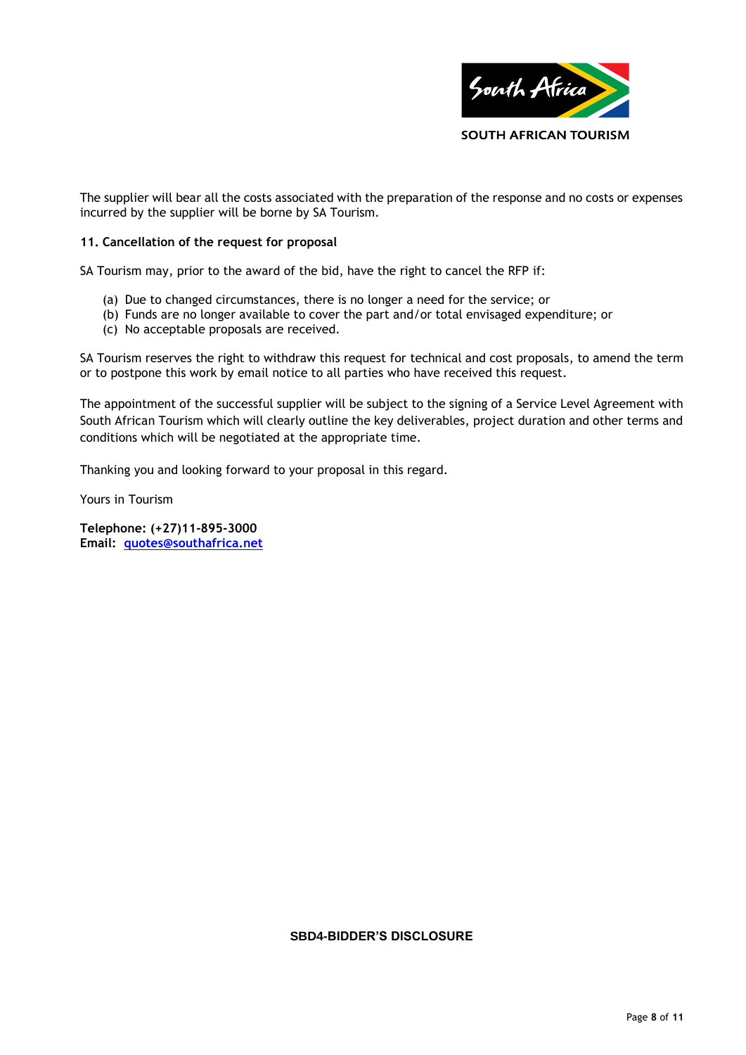The supplier will bear all the costs associated with the preparation of the response and no costs or expenses incurred by the supplier will be borne by SA Tourism.

**11. Cancellation of the request for proposal**

SA Tourism may, prior to the award of the bid, have the right to cancel the RFP if:

(a) Due to changed circumstances, there is no longer a need for the service; or
(b) Funds are no longer available to cover the part and/or total envisaged expenditure; or
(c) No acceptable proposals are received.

SA Tourism reserves the right to withdraw this request for technical and cost proposals, to amend the term or to postpone this work by email notice to all parties who have received this request.

The appointment of the successful supplier will be subject to the signing of a Service Level Agreement with South African Tourism which will clearly outline the key deliverables, project duration and other terms and conditions which will be negotiated at the appropriate time.

Thanking you and looking forward to your proposal in this regard.

Yours in Tourism

**Telephone: (+27)11-895-3000**
**Email: quotes@southafrica.net**

**SBD4-BIDDER'S DISCLOSURE**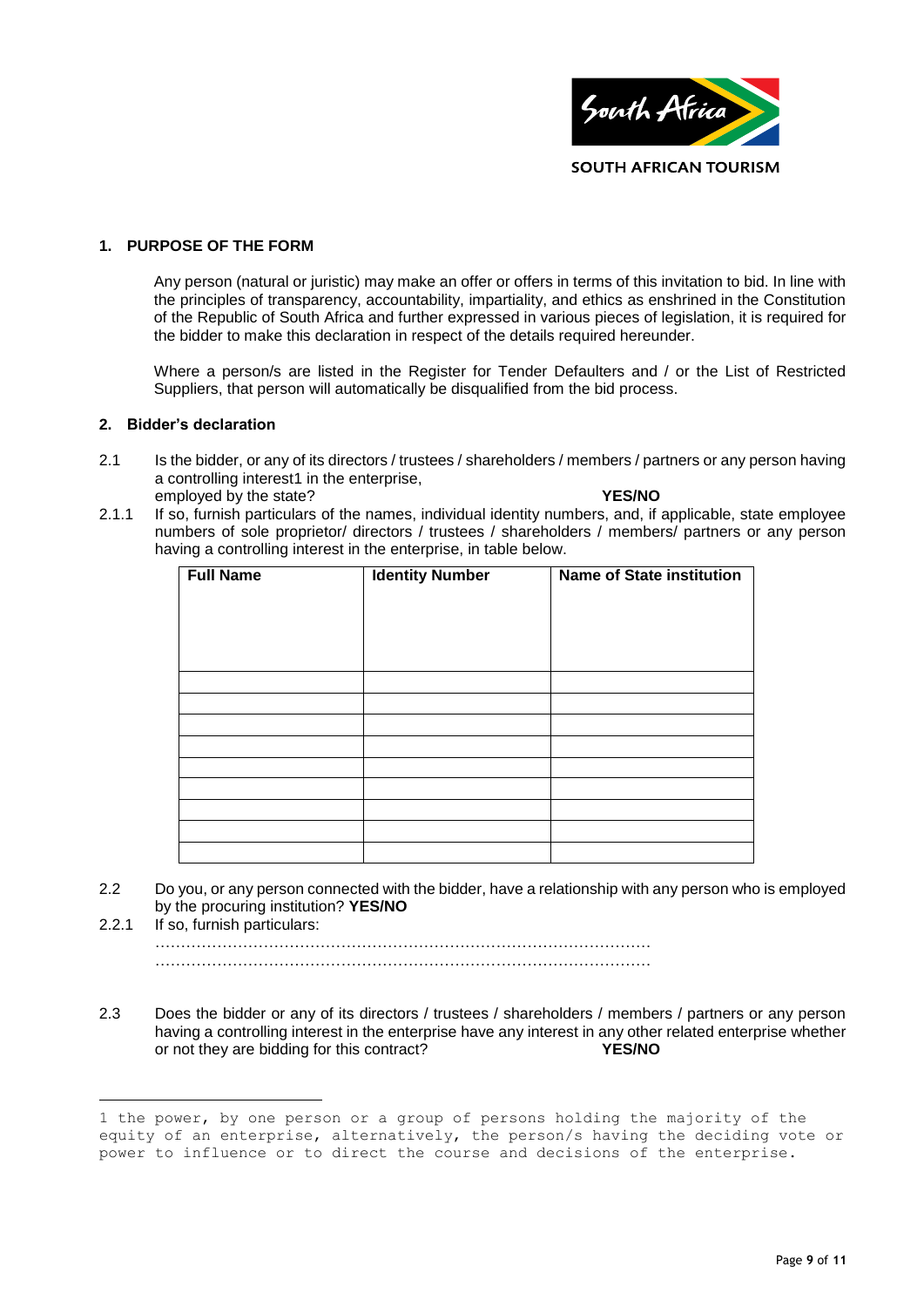SOUTH AFRICAN TOURISM

## 1. PURPOSE OF THE FORM

Any person (natural or juristic) may make an offer or offers in terms of this invitation to bid. In line with the principles of transparency, accountability, impartiality, and ethics as enshrined in the Constitution of the Republic of South Africa and further expressed in various pieces of legislation, it is required for the bidder to make this declaration in respect of the details required hereunder.

Where a person/s are listed in the Register for Tender Defaulters and / or the List of Restricted Suppliers, that person will automatically be disqualified from the bid process.

## 2. Bidder's declaration

2.1 Is the bidder, or any of its directors / trustees / shareholders / members / partners or any person having a controlling interest[1] in the enterprise, employed by the state? **YES/NO**

2.1.1 If so, furnish particulars of the names, individual identity numbers, and, if applicable, state employee numbers of sole proprietor/ directors / trustees / shareholders / members/ partners or any person having a controlling interest in the enterprise, in table below.

| **Full Name** | **Identity Number** | **Name of State institution** |
|---|---|---|
| | | |
| | | |
| | | |
| | | |
| | | |
| | | |
| | | |
| | | |
| | | |
| | | |

2.2 Do you, or any person connected with the bidder, have a relationship with any person who is employed by the procuring institution? **YES/NO**

2.2.1 If so, furnish particulars:

……………………………………………………………………………………
……………………………………………………………………………………

2.3 Does the bidder or any of its directors / trustees / shareholders / members / partners or any person having a controlling interest in the enterprise have any interest in any other related enterprise whether or not they are bidding for this contract? **YES/NO**

---

[1] the power, by one person or a group of persons holding the majority of the equity of an enterprise, alternatively, the person/s having the deciding vote or power to influence or to direct the course and decisions of the enterprise.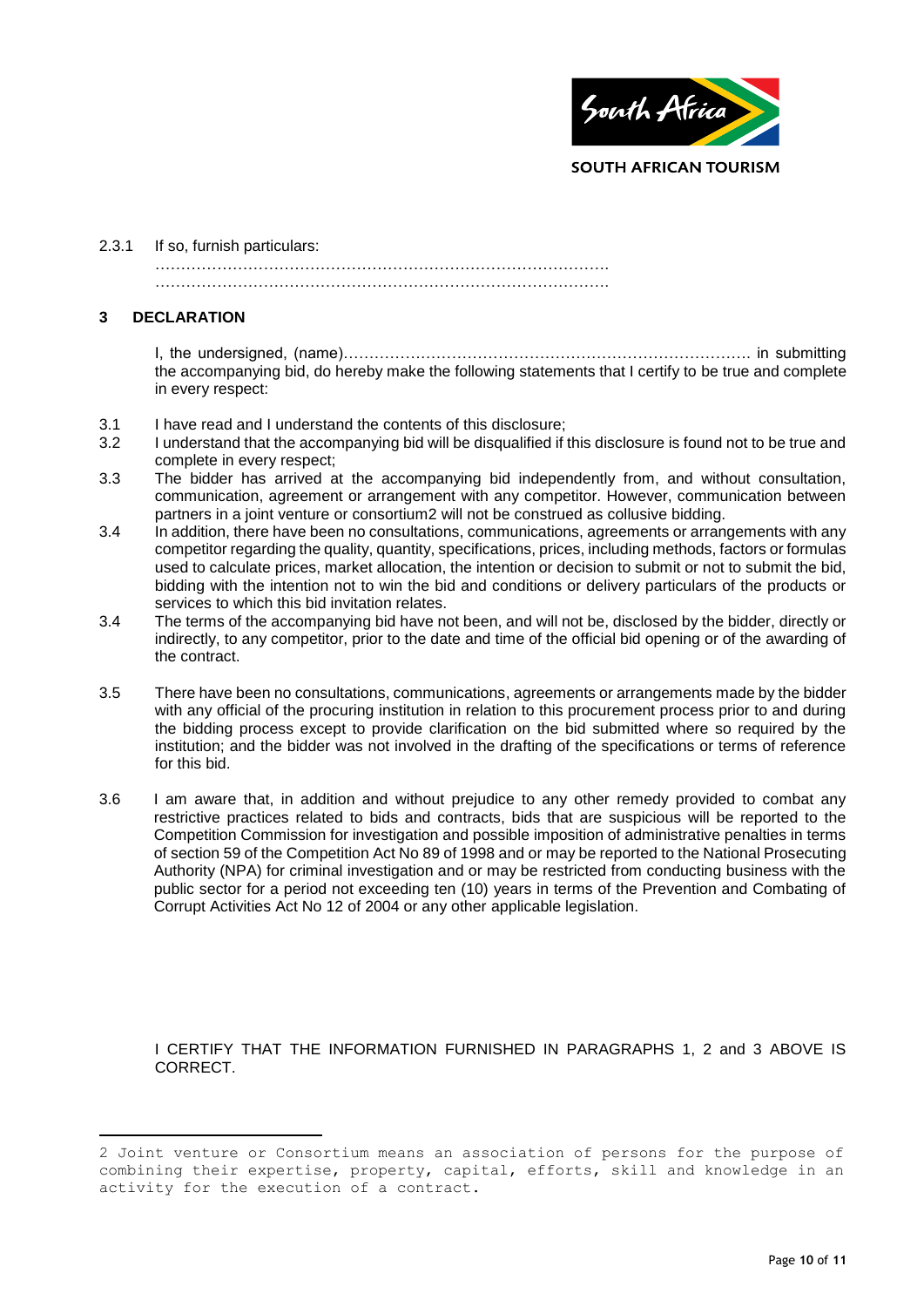2.3.1 If so, furnish particulars:

…………………………………………………………………………….
…………………………………………………………………………….

## 3 DECLARATION

I, the undersigned, (name)…………………………………………………………………… in submitting the accompanying bid, do hereby make the following statements that I certify to be true and complete in every respect:

3.1 I have read and I understand the contents of this disclosure;

3.2 I understand that the accompanying bid will be disqualified if this disclosure is found not to be true and complete in every respect;

3.3 The bidder has arrived at the accompanying bid independently from, and without consultation, communication, agreement or arrangement with any competitor. However, communication between partners in a joint venture or consortium2 will not be construed as collusive bidding.

3.4 In addition, there have been no consultations, communications, agreements or arrangements with any competitor regarding the quality, quantity, specifications, prices, including methods, factors or formulas used to calculate prices, market allocation, the intention or decision to submit or not to submit the bid, bidding with the intention not to win the bid and conditions or delivery particulars of the products or services to which this bid invitation relates.

3.4 The terms of the accompanying bid have not been, and will not be, disclosed by the bidder, directly or indirectly, to any competitor, prior to the date and time of the official bid opening or of the awarding of the contract.

3.5 There have been no consultations, communications, agreements or arrangements made by the bidder with any official of the procuring institution in relation to this procurement process prior to and during the bidding process except to provide clarification on the bid submitted where so required by the institution; and the bidder was not involved in the drafting of the specifications or terms of reference for this bid.

3.6 I am aware that, in addition and without prejudice to any other remedy provided to combat any restrictive practices related to bids and contracts, bids that are suspicious will be reported to the Competition Commission for investigation and possible imposition of administrative penalties in terms of section 59 of the Competition Act No 89 of 1998 and or may be reported to the National Prosecuting Authority (NPA) for criminal investigation and or may be restricted from conducting business with the public sector for a period not exceeding ten (10) years in terms of the Prevention and Combating of Corrupt Activities Act No 12 of 2004 or any other applicable legislation.

I CERTIFY THAT THE INFORMATION FURNISHED IN PARAGRAPHS 1, 2 and 3 ABOVE IS CORRECT.

---

2 Joint venture or Consortium means an association of persons for the purpose of combining their expertise, property, capital, efforts, skill and knowledge in an activity for the execution of a contract.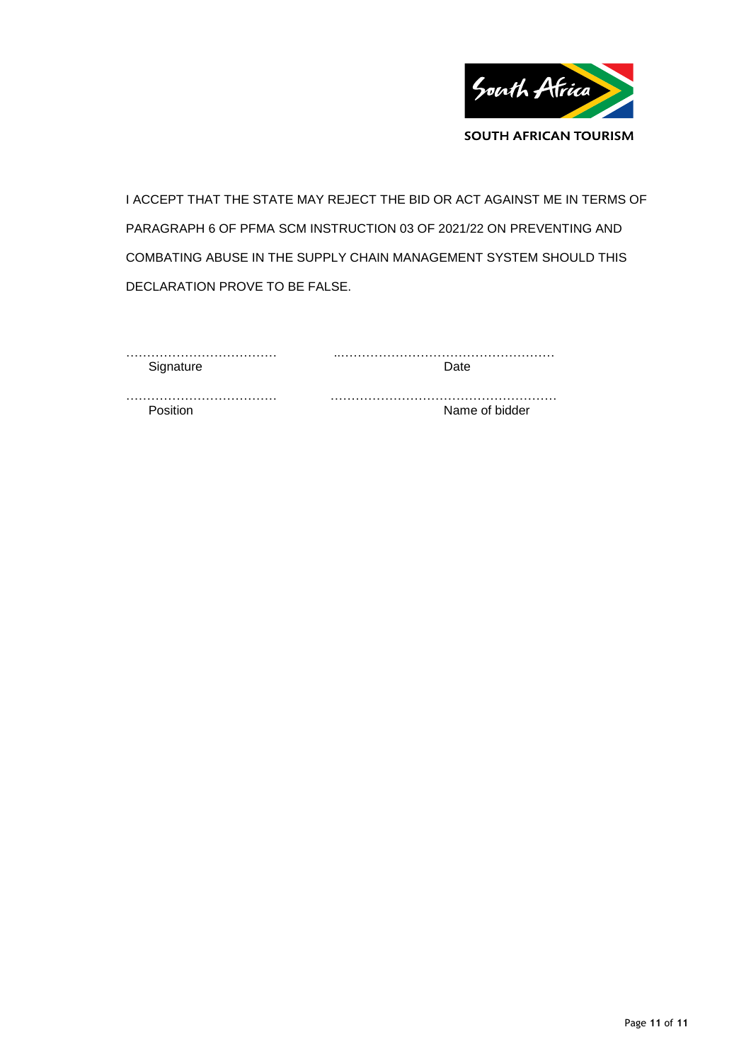I ACCEPT THAT THE STATE MAY REJECT THE BID OR ACT AGAINST ME IN TERMS OF PARAGRAPH 6 OF PFMA SCM INSTRUCTION 03 OF 2021/22 ON PREVENTING AND COMBATING ABUSE IN THE SUPPLY CHAIN MANAGEMENT SYSTEM SHOULD THIS DECLARATION PROVE TO BE FALSE.

| | |
|---|---|
| ……………………………… | ..……………………………………………… |
| Signature | Date |
| ……………………………… | ……………………………………………… |
| Position | Name of bidder |